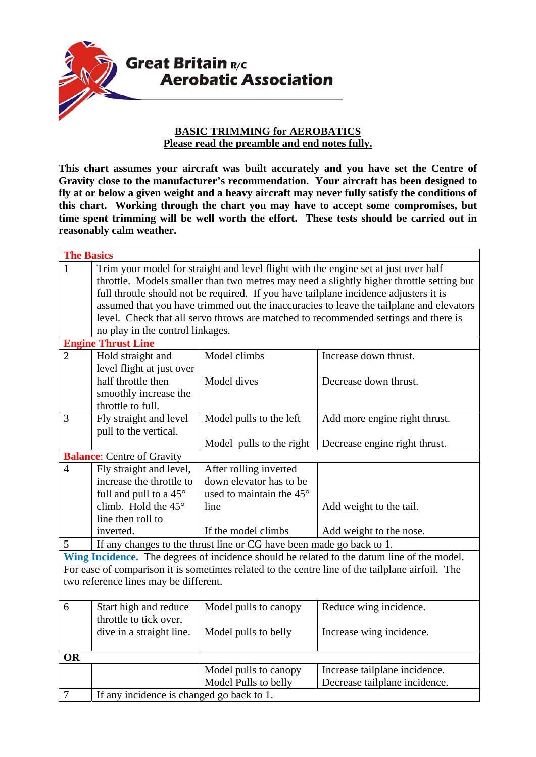**Great Britain R/C Aerobatic Association**

## BASIC TRIMMING for AEROBATICS

**Please read the preamble and end notes fully.**

**This chart assumes your aircraft was built accurately and you have set the Centre of Gravity close to the manufacturer's recommendation. Your aircraft has been designed to fly at or below a given weight and a heavy aircraft may never fully satisfy the conditions of this chart. Working through the chart you may have to accept some compromises, but time spent trimming will be well worth the effort. These tests should be carried out in reasonably calm weather.**

| | | | |
|---|---|---|---|
| **The Basics** | | | |
| 1 | Trim your model for straight and level flight with the engine set at just over half throttle. Models smaller than two metres may need a slightly higher throttle setting but full throttle should not be required. If you have tailplane incidence adjusters it is assumed that you have trimmed out the inaccuracies to leave the tailplane and elevators level. Check that all servo throws are matched to recommended settings and there is no play in the control linkages. | | |
| **Engine Thrust Line** | | | |
| 2 | Hold straight and level flight at just over half throttle then smoothly increase the throttle to full. | Model climbs<br><br>Model dives | Increase down thrust.<br><br>Decrease down thrust. |
| 3 | Fly straight and level pull to the vertical. | Model pulls to the left<br><br>Model pulls to the right | Add more engine right thrust.<br><br>Decrease engine right thrust. |
| **Balance**: Centre of Gravity | | | |
| 4 | Fly straight and level, increase the throttle to full and pull to a 45° climb. Hold the 45° line then roll to inverted. | After rolling inverted down elevator has to be used to maintain the 45° line<br><br>If the model climbs | Add weight to the tail.<br><br>Add weight to the nose. |
| 5 | If any changes to the thrust line or CG have been made go back to 1. | | |
| **Wing Incidence.** The degrees of incidence should be related to the datum line of the model. For ease of comparison it is sometimes related to the centre line of the tailplane airfoil. The two reference lines may be different. | | | |
| 6 | Start high and reduce throttle to tick over, dive in a straight line. | Model pulls to canopy<br><br>Model pulls to belly | Reduce wing incidence.<br><br>Increase wing incidence. |
| **OR** | | | |
| | | Model pulls to canopy<br>Model Pulls to belly | Increase tailplane incidence.<br>Decrease tailplane incidence. |
| 7 | If any incidence is changed go back to 1. | | |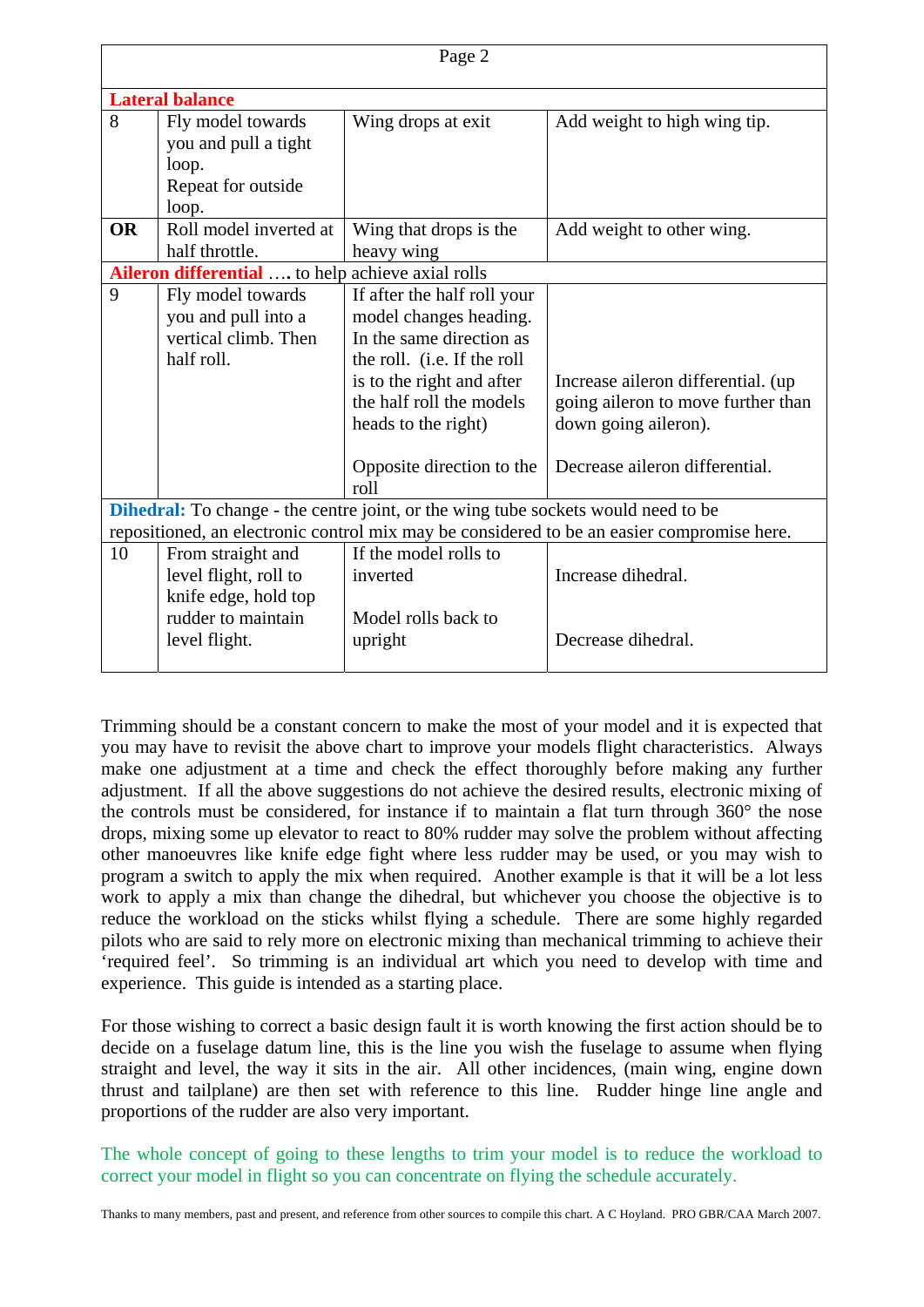| | | | |
|---|---|---|---|
| **Lateral balance** | | | |
| 8 | Fly model towards you and pull a tight loop. Repeat for outside loop. | Wing drops at exit | Add weight to high wing tip. |
| **OR** | Roll model inverted at half throttle. | Wing that drops is the heavy wing | Add weight to other wing. |
| **Aileron differential** …. to help achieve axial rolls | | | |
| 9 | Fly model towards you and pull into a vertical climb. Then half roll. | If after the half roll your model changes heading. In the same direction as the roll. (i.e. If the roll is to the right and after the half roll the models heads to the right) | Increase aileron differential. (up going aileron to move further than down going aileron). |
| | | Opposite direction to the roll | Decrease aileron differential. |
| **Dihedral:** To change - the centre joint, or the wing tube sockets would need to be repositioned, an electronic control mix may be considered to be an easier compromise here. | | | |
| 10 | From straight and level flight, roll to knife edge, hold top rudder to maintain level flight. | If the model rolls to inverted | Increase dihedral. |
| | | Model rolls back to upright | Decrease dihedral. |

Trimming should be a constant concern to make the most of your model and it is expected that you may have to revisit the above chart to improve your models flight characteristics. Always make one adjustment at a time and check the effect thoroughly before making any further adjustment. If all the above suggestions do not achieve the desired results, electronic mixing of the controls must be considered, for instance if to maintain a flat turn through 360° the nose drops, mixing some up elevator to react to 80% rudder may solve the problem without affecting other manoeuvres like knife edge fight where less rudder may be used, or you may wish to program a switch to apply the mix when required. Another example is that it will be a lot less work to apply a mix than change the dihedral, but whichever you choose the objective is to reduce the workload on the sticks whilst flying a schedule. There are some highly regarded pilots who are said to rely more on electronic mixing than mechanical trimming to achieve their 'required feel'. So trimming is an individual art which you need to develop with time and experience. This guide is intended as a starting place.

For those wishing to correct a basic design fault it is worth knowing the first action should be to decide on a fuselage datum line, this is the line you wish the fuselage to assume when flying straight and level, the way it sits in the air. All other incidences, (main wing, engine down thrust and tailplane) are then set with reference to this line. Rudder hinge line angle and proportions of the rudder are also very important.

The whole concept of going to these lengths to trim your model is to reduce the workload to correct your model in flight so you can concentrate on flying the schedule accurately.

Thanks to many members, past and present, and reference from other sources to compile this chart. A C Hoyland. PRO GBR/CAA March 2007.